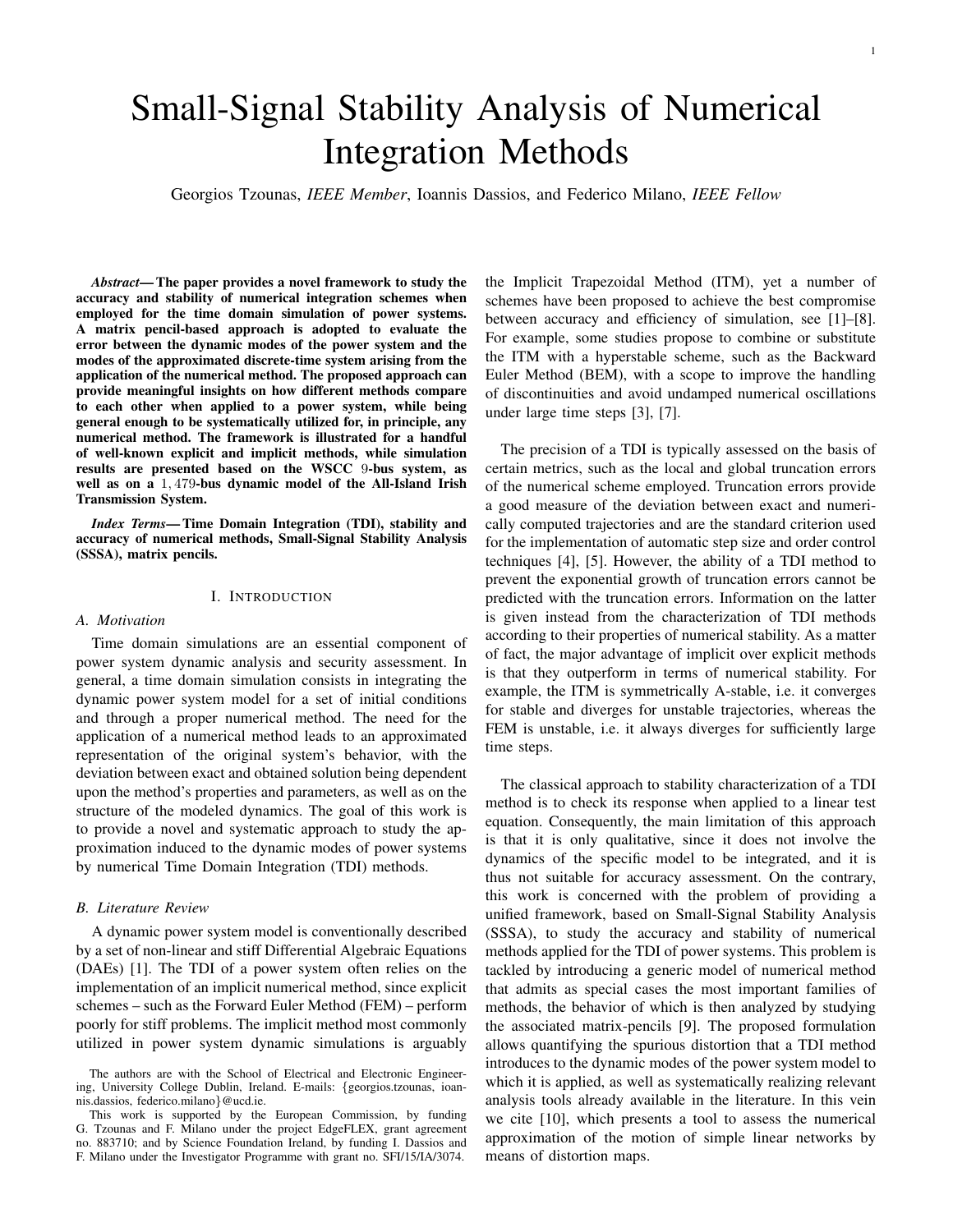# Small-Signal Stability Analysis of Numerical Integration Methods

Georgios Tzounas, *IEEE Member*, Ioannis Dassios, and Federico Milano, *IEEE Fellow*

***Abstract*— The paper provides a novel framework to study the accuracy and stability of numerical integration schemes when employed for the time domain simulation of power systems. A matrix pencil-based approach is adopted to evaluate the error between the dynamic modes of the power system and the modes of the approximated discrete-time system arising from the application of the numerical method. The proposed approach can provide meaningful insights on how different methods compare to each other when applied to a power system, while being general enough to be systematically utilized for, in principle, any numerical method. The framework is illustrated for a handful of well-known explicit and implicit methods, while simulation results are presented based on the WSCC 9-bus system, as well as on a 1,479-bus dynamic model of the All-Island Irish Transmission System.**

***Index Terms*— Time Domain Integration (TDI), stability and accuracy of numerical methods, Small-Signal Stability Analysis (SSSA), matrix pencils.**

## I. Introduction

### A. Motivation

Time domain simulations are an essential component of power system dynamic analysis and security assessment. In general, a time domain simulation consists in integrating the dynamic power system model for a set of initial conditions and through a proper numerical method. The need for the application of a numerical method leads to an approximated representation of the original system's behavior, with the deviation between exact and obtained solution being dependent upon the method's properties and parameters, as well as on the structure of the modeled dynamics. The goal of this work is to provide a novel and systematic approach to study the approximation induced to the dynamic modes of power systems by numerical Time Domain Integration (TDI) methods.

### B. Literature Review

A dynamic power system model is conventionally described by a set of non-linear and stiff Differential Algebraic Equations (DAEs) [1]. The TDI of a power system often relies on the implementation of an implicit numerical method, since explicit schemes – such as the Forward Euler Method (FEM) – perform poorly for stiff problems. The implicit method most commonly utilized in power system dynamic simulations is arguably the Implicit Trapezoidal Method (ITM), yet a number of schemes have been proposed to achieve the best compromise between accuracy and efficiency of simulation, see [1]–[8]. For example, some studies propose to combine or substitute the ITM with a hyperstable scheme, such as the Backward Euler Method (BEM), with a scope to improve the handling of discontinuities and avoid undamped numerical oscillations under large time steps [3], [7].

The precision of a TDI is typically assessed on the basis of certain metrics, such as the local and global truncation errors of the numerical scheme employed. Truncation errors provide a good measure of the deviation between exact and numerically computed trajectories and are the standard criterion used for the implementation of automatic step size and order control techniques [4], [5]. However, the ability of a TDI method to prevent the exponential growth of truncation errors cannot be predicted with the truncation errors. Information on the latter is given instead from the characterization of TDI methods according to their properties of numerical stability. As a matter of fact, the major advantage of implicit over explicit methods is that they outperform in terms of numerical stability. For example, the ITM is symmetrically A-stable, i.e. it converges for stable and diverges for unstable trajectories, whereas the FEM is unstable, i.e. it always diverges for sufficiently large time steps.

The classical approach to stability characterization of a TDI method is to check its response when applied to a linear test equation. Consequently, the main limitation of this approach is that it is only qualitative, since it does not involve the dynamics of the specific model to be integrated, and it is thus not suitable for accuracy assessment. On the contrary, this work is concerned with the problem of providing a unified framework, based on Small-Signal Stability Analysis (SSSA), to study the accuracy and stability of numerical methods applied for the TDI of power systems. This problem is tackled by introducing a generic model of numerical method that admits as special cases the most important families of methods, the behavior of which is then analyzed by studying the associated matrix-pencils [9]. The proposed formulation allows quantifying the spurious distortion that a TDI method introduces to the dynamic modes of the power system model to which it is applied, as well as systematically realizing relevant analysis tools already available in the literature. In this vein we cite [10], which presents a tool to assess the numerical approximation of the motion of simple linear networks by means of distortion maps.

The authors are with the School of Electrical and Electronic Engineering, University College Dublin, Ireland. E-mails: {georgios.tzounas, ioannis.dassios, federico.milano}@ucd.ie.

This work is supported by the European Commission, by funding G. Tzounas and F. Milano under the project EdgeFLEX, grant agreement no. 883710; and by Science Foundation Ireland, by funding I. Dassios and F. Milano under the Investigator Programme with grant no. SFI/15/IA/3074.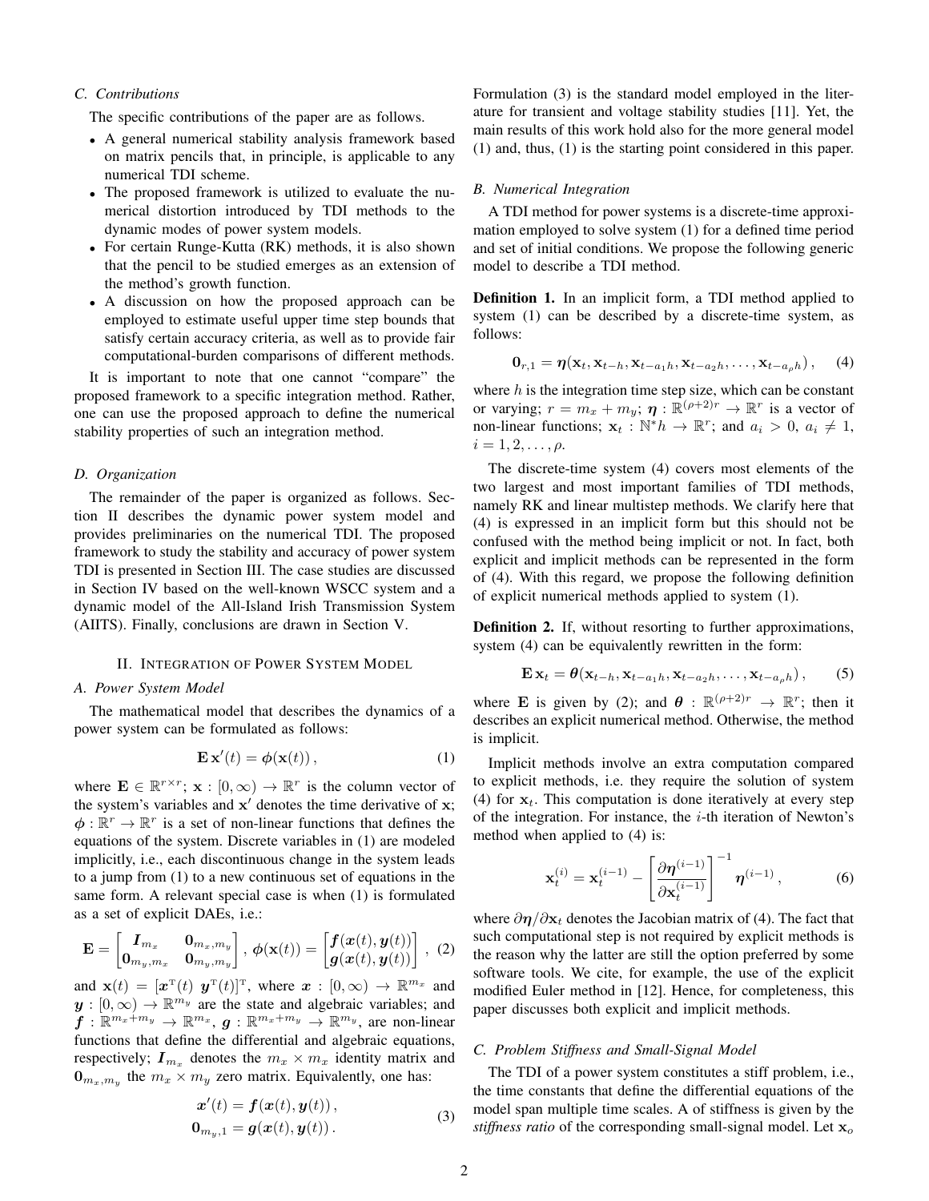### C. Contributions

The specific contributions of the paper are as follows.

- A general numerical stability analysis framework based on matrix pencils that, in principle, is applicable to any numerical TDI scheme.
- The proposed framework is utilized to evaluate the numerical distortion introduced by TDI methods to the dynamic modes of power system models.
- For certain Runge-Kutta (RK) methods, it is also shown that the pencil to be studied emerges as an extension of the method's growth function.
- A discussion on how the proposed approach can be employed to estimate useful upper time step bounds that satisfy certain accuracy criteria, as well as to provide fair computational-burden comparisons of different methods.

It is important to note that one cannot "compare" the proposed framework to a specific integration method. Rather, one can use the proposed approach to define the numerical stability properties of such an integration method.

### D. Organization

The remainder of the paper is organized as follows. Section II describes the dynamic power system model and provides preliminaries on the numerical TDI. The proposed framework to study the stability and accuracy of power system TDI is presented in Section III. The case studies are discussed in Section IV based on the well-known WSCC system and a dynamic model of the All-Island Irish Transmission System (AIITS). Finally, conclusions are drawn in Section V.

## II. Integration of Power System Model

### A. Power System Model

The mathematical model that describes the dynamics of a power system can be formulated as follows:

$$\mathbf{E}\,\mathbf{x}'(t) = \boldsymbol{\phi}(\mathbf{x}(t))\,, \tag{1}$$

where $\mathbf{E} \in \mathbb{R}^{r\times r}$; $\mathbf{x} : [0,\infty) \to \mathbb{R}^r$ is the column vector of the system's variables and $\mathbf{x}'$ denotes the time derivative of $\mathbf{x}$; $\boldsymbol{\phi} : \mathbb{R}^r \to \mathbb{R}^r$ is a set of non-linear functions that defines the equations of the system. Discrete variables in (1) are modeled implicitly, i.e., each discontinuous change in the system leads to a jump from (1) to a new continuous set of equations in the same form. A relevant special case is when (1) is formulated as a set of explicit DAEs, i.e.:

$$\mathbf{E} = \begin{bmatrix} \boldsymbol{I}_{m_x} & \mathbf{0}_{m_x,m_y} \\ \mathbf{0}_{m_y,m_x} & \mathbf{0}_{m_y,m_y} \end{bmatrix},\ \boldsymbol{\phi}(\mathbf{x}(t)) = \begin{bmatrix} \boldsymbol{f}(\boldsymbol{x}(t),\boldsymbol{y}(t)) \\ \boldsymbol{g}(\boldsymbol{x}(t),\boldsymbol{y}(t)) \end{bmatrix}\,, \tag{2}$$

and $\mathbf{x}(t) = [\boldsymbol{x}^{\mathrm{T}}(t)\ \boldsymbol{y}^{\mathrm{T}}(t)]^{\mathrm{T}}$, where $\boldsymbol{x} : [0,\infty) \to \mathbb{R}^{m_x}$ and $\boldsymbol{y} : [0,\infty) \to \mathbb{R}^{m_y}$ are the state and algebraic variables; and $\boldsymbol{f} : \mathbb{R}^{m_x+m_y} \to \mathbb{R}^{m_x}$, $\boldsymbol{g} : \mathbb{R}^{m_x+m_y} \to \mathbb{R}^{m_y}$, are non-linear functions that define the differential and algebraic equations, respectively; $\boldsymbol{I}_{m_x}$ denotes the $m_x \times m_x$ identity matrix and $\mathbf{0}_{m_x,m_y}$ the $m_x \times m_y$ zero matrix. Equivalently, one has:

$$\begin{aligned} \boldsymbol{x}'(t) &= \boldsymbol{f}(\boldsymbol{x}(t),\boldsymbol{y}(t))\,, \\ \mathbf{0}_{m_y,1} &= \boldsymbol{g}(\boldsymbol{x}(t),\boldsymbol{y}(t))\,. \end{aligned} \tag{3}$$

Formulation (3) is the standard model employed in the literature for transient and voltage stability studies [11]. Yet, the main results of this work hold also for the more general model (1) and, thus, (1) is the starting point considered in this paper.

### B. Numerical Integration

A TDI method for power systems is a discrete-time approximation employed to solve system (1) for a defined time period and set of initial conditions. We propose the following generic model to describe a TDI method.

**Definition 1.** In an implicit form, a TDI method applied to system (1) can be described by a discrete-time system, as follows:

$$\mathbf{0}_{r,1} = \boldsymbol{\eta}(\mathbf{x}_t, \mathbf{x}_{t-h}, \mathbf{x}_{t-a_1h}, \mathbf{x}_{t-a_2h}, \ldots, \mathbf{x}_{t-a_\rho h})\,, \tag{4}$$

where $h$ is the integration time step size, which can be constant or varying; $r = m_x + m_y$; $\boldsymbol{\eta} : \mathbb{R}^{(\rho+2)r} \to \mathbb{R}^r$ is a vector of non-linear functions; $\mathbf{x}_t : \mathbb{N}^* h \to \mathbb{R}^r$; and $a_i > 0$, $a_i \neq 1$, $i = 1, 2, \ldots, \rho$.

The discrete-time system (4) covers most elements of the two largest and most important families of TDI methods, namely RK and linear multistep methods. We clarify here that (4) is expressed in an implicit form but this should not be confused with the method being implicit or not. In fact, both explicit and implicit methods can be represented in the form of (4). With this regard, we propose the following definition of explicit numerical methods applied to system (1).

**Definition 2.** If, without resorting to further approximations, system (4) can be equivalently rewritten in the form:

$$\mathbf{E}\,\mathbf{x}_t = \boldsymbol{\theta}(\mathbf{x}_{t-h}, \mathbf{x}_{t-a_1h}, \mathbf{x}_{t-a_2h}, \ldots, \mathbf{x}_{t-a_\rho h})\,, \tag{5}$$

where $\mathbf{E}$ is given by (2); and $\boldsymbol{\theta} : \mathbb{R}^{(\rho+2)r} \to \mathbb{R}^r$; then it describes an explicit numerical method. Otherwise, the method is implicit.

Implicit methods involve an extra computation compared to explicit methods, i.e. they require the solution of system (4) for $\mathbf{x}_t$. This computation is done iteratively at every step of the integration. For instance, the $i$-th iteration of Newton's method when applied to (4) is:

$$\mathbf{x}_t^{(i)} = \mathbf{x}_t^{(i-1)} - \left[\frac{\partial \boldsymbol{\eta}^{(i-1)}}{\partial \mathbf{x}_t^{(i-1)}}\right]^{-1} \boldsymbol{\eta}^{(i-1)}\,, \tag{6}$$

where $\partial\boldsymbol{\eta}/\partial\mathbf{x}_t$ denotes the Jacobian matrix of (4). The fact that such computational step is not required by explicit methods is the reason why the latter are still the option preferred by some software tools. We cite, for example, the use of the explicit modified Euler method in [12]. Hence, for completeness, this paper discusses both explicit and implicit methods.

### C. Problem Stiffness and Small-Signal Model

The TDI of a power system constitutes a stiff problem, i.e., the time constants that define the differential equations of the model span multiple time scales. A of stiffness is given by the *stiffness ratio* of the corresponding small-signal model. Let $\mathbf{x}_o$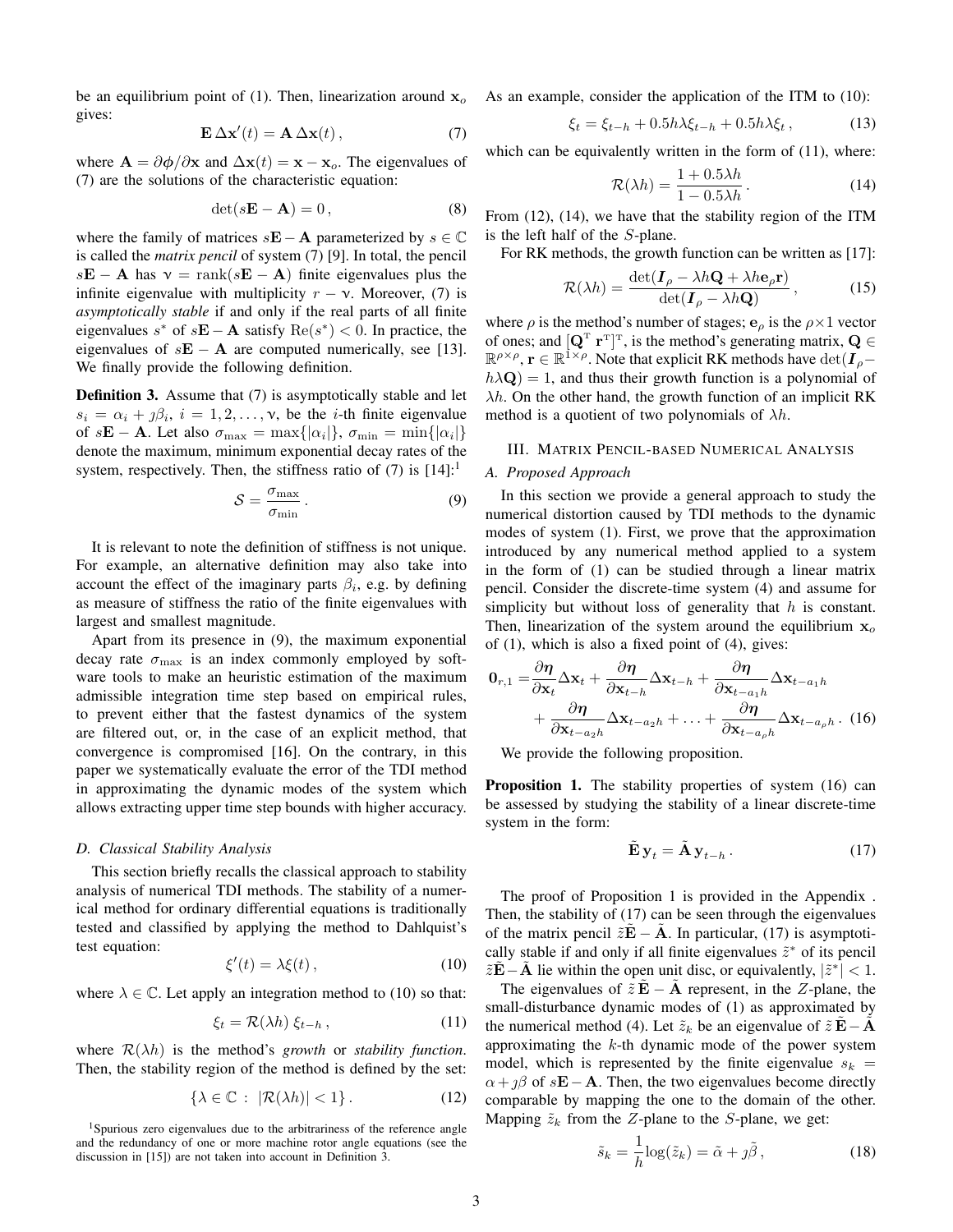be an equilibrium point of (1). Then, linearization around $\mathbf{x}_o$ gives:

$$\mathbf{E}\,\Delta\mathbf{x}'(t) = \mathbf{A}\,\Delta\mathbf{x}(t)\,, \tag{7}$$

where $\mathbf{A} = \partial\boldsymbol{\phi}/\partial\mathbf{x}$ and $\Delta\mathbf{x}(t) = \mathbf{x} - \mathbf{x}_o$. The eigenvalues of (7) are the solutions of the characteristic equation:

$$\det(s\mathbf{E} - \mathbf{A}) = 0\,, \tag{8}$$

where the family of matrices $s\mathbf{E} - \mathbf{A}$ parameterized by $s \in \mathbb{C}$ is called the *matrix pencil* of system (7) [9]. In total, the pencil $s\mathbf{E} - \mathbf{A}$ has $\nu = \mathrm{rank}(s\mathbf{E} - \mathbf{A})$ finite eigenvalues plus the infinite eigenvalue with multiplicity $r - \nu$. Moreover, (7) is *asymptotically stable* if and only if the real parts of all finite eigenvalues $s^*$ of $s\mathbf{E} - \mathbf{A}$ satisfy $\mathrm{Re}(s^*) < 0$. In practice, the eigenvalues of $s\mathbf{E} - \mathbf{A}$ are computed numerically, see [13]. We finally provide the following definition.

**Definition 3.** Assume that (7) is asymptotically stable and let $s_i = \alpha_i + \jmath\beta_i$, $i = 1, 2, \ldots, \nu$, be the $i$-th finite eigenvalue of $s\mathbf{E} - \mathbf{A}$. Let also $\sigma_{\max} = \max\{|\alpha_i|\}$, $\sigma_{\min} = \min\{|\alpha_i|\}$ denote the maximum, minimum exponential decay rates of the system, respectively. Then, the stiffness ratio of (7) is [14]:[1]

$$\mathcal{S} = \frac{\sigma_{\max}}{\sigma_{\min}}\,. \tag{9}$$

It is relevant to note the definition of stiffness is not unique. For example, an alternative definition may also take into account the effect of the imaginary parts $\beta_i$, e.g. by defining as measure of stiffness the ratio of the finite eigenvalues with largest and smallest magnitude.

Apart from its presence in (9), the maximum exponential decay rate $\sigma_{\max}$ is an index commonly employed by software tools to make an heuristic estimation of the maximum admissible integration time step based on empirical rules, to prevent either that the fastest dynamics of the system are filtered out, or, in the case of an explicit method, that convergence is compromised [16]. On the contrary, in this paper we systematically evaluate the error of the TDI method in approximating the dynamic modes of the system which allows extracting upper time step bounds with higher accuracy.

### D. Classical Stability Analysis

This section briefly recalls the classical approach to stability analysis of numerical TDI methods. The stability of a numerical method for ordinary differential equations is traditionally tested and classified by applying the method to Dahlquist's test equation:

$$\xi'(t) = \lambda\xi(t)\,, \tag{10}$$

where $\lambda \in \mathbb{C}$. Let apply an integration method to (10) so that:

$$\xi_t = \mathcal{R}(\lambda h)\;\xi_{t-h}\,, \tag{11}$$

where $\mathcal{R}(\lambda h)$ is the method's *growth* or *stability function*. Then, the stability region of the method is defined by the set:

$$\{\lambda \in \mathbb{C}\;:\; |\mathcal{R}(\lambda h)| < 1\}\,. \tag{12}$$

[1] Spurious zero eigenvalues due to the arbitrariness of the reference angle and the redundancy of one or more machine rotor angle equations (see the discussion in [15]) are not taken into account in Definition 3.

As an example, consider the application of the ITM to (10):

$$\xi_t = \xi_{t-h} + 0.5h\lambda\xi_{t-h} + 0.5h\lambda\xi_t\,, \tag{13}$$

which can be equivalently written in the form of (11), where:

$$\mathcal{R}(\lambda h) = \frac{1 + 0.5\lambda h}{1 - 0.5\lambda h}\,. \tag{14}$$

From (12), (14), we have that the stability region of the ITM is the left half of the $S$-plane.

For RK methods, the growth function can be written as [17]:

$$\mathcal{R}(\lambda h) = \frac{\det(\boldsymbol{I}_\rho - \lambda h\mathbf{Q} + \lambda h\mathbf{e}_\rho\mathbf{r})}{\det(\boldsymbol{I}_\rho - \lambda h\mathbf{Q})}\,, \tag{15}$$

where $\rho$ is the method's number of stages; $\mathbf{e}_\rho$ is the $\rho\times 1$ vector of ones; and $[\mathbf{Q}^{\mathrm{T}}\;\mathbf{r}^{\mathrm{T}}]^{\mathrm{T}}$, is the method's generating matrix, $\mathbf{Q} \in \mathbb{R}^{\rho\times\rho}$, $\mathbf{r} \in \mathbb{R}^{1\times\rho}$. Note that explicit RK methods have $\det(\boldsymbol{I}_\rho - h\lambda\mathbf{Q}) = 1$, and thus their growth function is a polynomial of $\lambda h$. On the other hand, the growth function of an implicit RK method is a quotient of two polynomials of $\lambda h$.

## III. Matrix Pencil-based Numerical Analysis

### A. Proposed Approach

In this section we provide a general approach to study the numerical distortion caused by TDI methods to the dynamic modes of system (1). First, we prove that the approximation introduced by any numerical method applied to a system in the form of (1) can be studied through a linear matrix pencil. Consider the discrete-time system (4) and assume for simplicity but without loss of generality that $h$ is constant. Then, linearization of the system around the equilibrium $\mathbf{x}_o$ of (1), which is also a fixed point of (4), gives:

$$\begin{aligned}\mathbf{0}_{r,1} =& \frac{\partial\boldsymbol{\eta}}{\partial\mathbf{x}_t}\Delta\mathbf{x}_t + \frac{\partial\boldsymbol{\eta}}{\partial\mathbf{x}_{t-h}}\Delta\mathbf{x}_{t-h} + \frac{\partial\boldsymbol{\eta}}{\partial\mathbf{x}_{t-a_1h}}\Delta\mathbf{x}_{t-a_1h} \\ &+ \frac{\partial\boldsymbol{\eta}}{\partial\mathbf{x}_{t-a_2h}}\Delta\mathbf{x}_{t-a_2h} + \ldots + \frac{\partial\boldsymbol{\eta}}{\partial\mathbf{x}_{t-a_\rho h}}\Delta\mathbf{x}_{t-a_\rho h}\,.\end{aligned} \tag{16}$$

We provide the following proposition.

**Proposition 1.** The stability properties of system (16) can be assessed by studying the stability of a linear discrete-time system in the form:

$$\tilde{\mathbf{E}}\,\mathbf{y}_t = \tilde{\mathbf{A}}\,\mathbf{y}_{t-h}\,. \tag{17}$$

The proof of Proposition 1 is provided in the Appendix . Then, the stability of (17) can be seen through the eigenvalues of the matrix pencil $\tilde{z}\tilde{\mathbf{E}} - \tilde{\mathbf{A}}$. In particular, (17) is asymptotically stable if and only if all finite eigenvalues $\tilde{z}^*$ of its pencil $\tilde{z}\tilde{\mathbf{E}} - \tilde{\mathbf{A}}$ lie within the open unit disc, or equivalently, $|\tilde{z}^*| < 1$.

The eigenvalues of $\tilde{z}\,\tilde{\mathbf{E}} - \tilde{\mathbf{A}}$ represent, in the $Z$-plane, the small-disturbance dynamic modes of (1) as approximated by the numerical method (4). Let $\tilde{z}_k$ be an eigenvalue of $\tilde{z}\,\tilde{\mathbf{E}} - \tilde{\mathbf{A}}$ approximating the $k$-th dynamic mode of the power system model, which is represented by the finite eigenvalue $s_k = \alpha + \jmath\beta$ of $s\mathbf{E} - \mathbf{A}$. Then, the two eigenvalues become directly comparable by mapping the one to the domain of the other. Mapping $\tilde{z}_k$ from the $Z$-plane to the $S$-plane, we get:

$$\tilde{s}_k = \frac{1}{h}\log(\tilde{z}_k) = \tilde{\alpha} + \jmath\tilde{\beta}\,, \tag{18}$$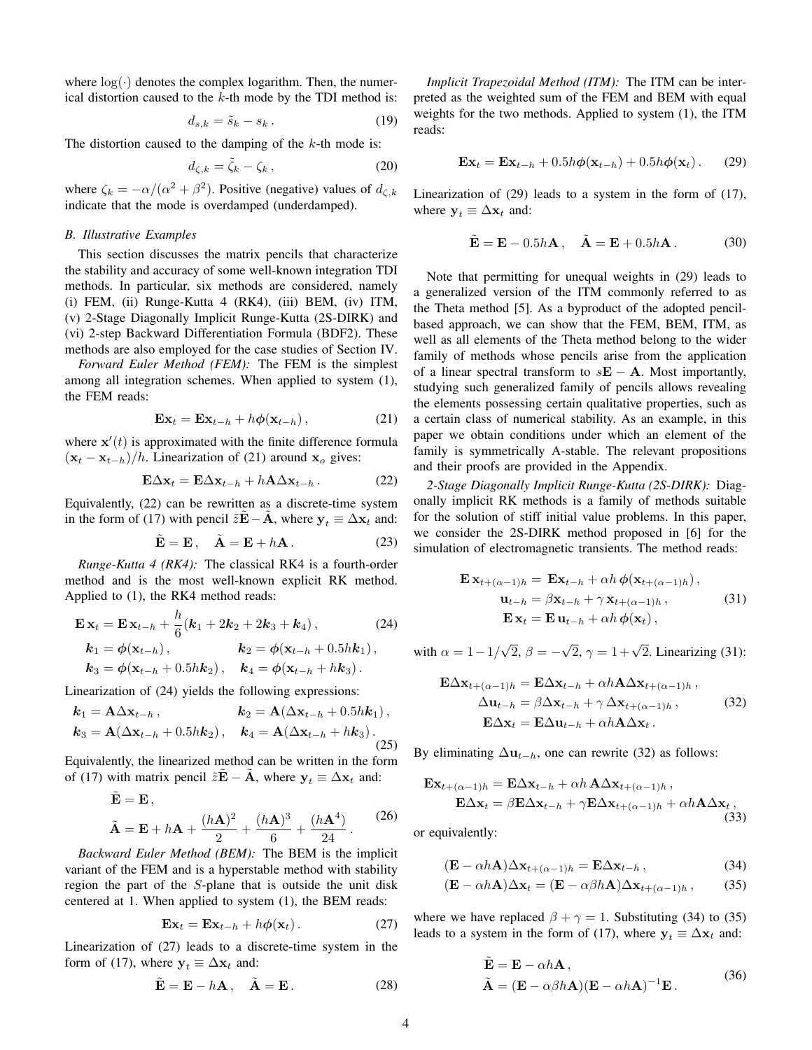where $\log(\cdot)$ denotes the complex logarithm. Then, the numerical distortion caused to the $k$-th mode by the TDI method is:

$$d_{s,k} = \tilde{s}_k - s_k \,. \tag{19}$$

The distortion caused to the damping of the $k$-th mode is:

$$d_{\zeta,k} = \tilde{\zeta}_k - \zeta_k \,, \tag{20}$$

where $\zeta_k = -\alpha/(\alpha^2+\beta^2)$. Positive (negative) values of $d_{\zeta,k}$ indicate that the mode is overdamped (underdamped).

### *B. Illustrative Examples*

This section discusses the matrix pencils that characterize the stability and accuracy of some well-known integration TDI methods. In particular, six methods are considered, namely (i) FEM, (ii) Runge-Kutta 4 (RK4), (iii) BEM, (iv) ITM, (v) 2-Stage Diagonally Implicit Runge-Kutta (2S-DIRK) and (vi) 2-step Backward Differentiation Formula (BDF2). These methods are also employed for the case studies of Section IV.

*Forward Euler Method (FEM):* The FEM is the simplest among all integration schemes. When applied to system (1), the FEM reads:

$$\mathbf{E}\mathbf{x}_t = \mathbf{E}\mathbf{x}_{t-h} + h\boldsymbol{\phi}(\mathbf{x}_{t-h}) \,, \tag{21}$$

where $\mathbf{x}'(t)$ is approximated with the finite difference formula $(\mathbf{x}_t - \mathbf{x}_{t-h})/h$. Linearization of (21) around $\mathbf{x}_o$ gives:

$$\mathbf{E}\Delta\mathbf{x}_t = \mathbf{E}\Delta\mathbf{x}_{t-h} + h\mathbf{A}\Delta\mathbf{x}_{t-h} \,. \tag{22}$$

Equivalently, (22) can be rewritten as a discrete-time system in the form of (17) with pencil $\tilde{z}\tilde{\mathbf{E}} - \tilde{\mathbf{A}}$, where $\mathbf{y}_t \equiv \Delta\mathbf{x}_t$ and:

$$\tilde{\mathbf{E}} = \mathbf{E} \,, \quad \tilde{\mathbf{A}} = \mathbf{E} + h\mathbf{A} \,. \tag{23}$$

*Runge-Kutta 4 (RK4):* The classical RK4 is a fourth-order method and is the most well-known explicit RK method. Applied to (1), the RK4 method reads:

$$\begin{aligned}
&\mathbf{E}\,\mathbf{x}_t = \mathbf{E}\,\mathbf{x}_{t-h} + \frac{h}{6}(\boldsymbol{k}_1 + 2\boldsymbol{k}_2 + 2\boldsymbol{k}_3 + \boldsymbol{k}_4) \,, \qquad (24)\\
&\boldsymbol{k}_1 = \boldsymbol{\phi}(\mathbf{x}_{t-h}) \,, \qquad \boldsymbol{k}_2 = \boldsymbol{\phi}(\mathbf{x}_{t-h} + 0.5h\boldsymbol{k}_1) \,, \\
&\boldsymbol{k}_3 = \boldsymbol{\phi}(\mathbf{x}_{t-h} + 0.5h\boldsymbol{k}_2) \,, \quad \boldsymbol{k}_4 = \boldsymbol{\phi}(\mathbf{x}_{t-h} + h\boldsymbol{k}_3) \,.
\end{aligned}$$

Linearization of (24) yields the following expressions:

$$\begin{aligned}
&\boldsymbol{k}_1 = \mathbf{A}\Delta\mathbf{x}_{t-h} \,, \qquad \boldsymbol{k}_2 = \mathbf{A}(\Delta\mathbf{x}_{t-h} + 0.5h\boldsymbol{k}_1) \,, \\
&\boldsymbol{k}_3 = \mathbf{A}(\Delta\mathbf{x}_{t-h} + 0.5h\boldsymbol{k}_2) \,, \quad \boldsymbol{k}_4 = \mathbf{A}(\Delta\mathbf{x}_{t-h} + h\boldsymbol{k}_3) \,.
\end{aligned} \tag{25}$$

Equivalently, the linearized method can be written in the form of (17) with matrix pencil $\tilde{z}\tilde{\mathbf{E}} - \tilde{\mathbf{A}}$, where $\mathbf{y}_t \equiv \Delta\mathbf{x}_t$ and:

$$\begin{aligned}
&\tilde{\mathbf{E}} = \mathbf{E} \,, \\
&\tilde{\mathbf{A}} = \mathbf{E} + h\mathbf{A} + \frac{(h\mathbf{A})^2}{2} + \frac{(h\mathbf{A})^3}{6} + \frac{(h\mathbf{A}^4)}{24} \,.
\end{aligned} \tag{26}$$

*Backward Euler Method (BEM):* The BEM is the implicit variant of the FEM and is a hyperstable method with stability region the part of the $S$-plane that is outside the unit disk centered at 1. When applied to system (1), the BEM reads:

$$\mathbf{E}\mathbf{x}_t = \mathbf{E}\mathbf{x}_{t-h} + h\boldsymbol{\phi}(\mathbf{x}_t) \,. \tag{27}$$

Linearization of (27) leads to a discrete-time system in the form of (17), where $\mathbf{y}_t \equiv \Delta\mathbf{x}_t$ and:

$$\tilde{\mathbf{E}} = \mathbf{E} - h\mathbf{A} \,, \quad \tilde{\mathbf{A}} = \mathbf{E} \,. \tag{28}$$

*Implicit Trapezoidal Method (ITM):* The ITM can be interpreted as the weighted sum of the FEM and BEM with equal weights for the two methods. Applied to system (1), the ITM reads:

$$\mathbf{E}\mathbf{x}_t = \mathbf{E}\mathbf{x}_{t-h} + 0.5h\boldsymbol{\phi}(\mathbf{x}_{t-h}) + 0.5h\boldsymbol{\phi}(\mathbf{x}_t) \,. \tag{29}$$

Linearization of (29) leads to a system in the form of (17), where $\mathbf{y}_t \equiv \Delta\mathbf{x}_t$ and:

$$\tilde{\mathbf{E}} = \mathbf{E} - 0.5h\mathbf{A} \,, \quad \tilde{\mathbf{A}} = \mathbf{E} + 0.5h\mathbf{A} \,. \tag{30}$$

Note that permitting for unequal weights in (29) leads to a generalized version of the ITM commonly referred to as the Theta method [5]. As a byproduct of the adopted pencil-based approach, we can show that the FEM, BEM, ITM, as well as all elements of the Theta method belong to the wider family of methods whose pencils arise from the application of a linear spectral transform to $s\mathbf{E} - \mathbf{A}$. Most importantly, studying such generalized family of pencils allows revealing the elements possessing certain qualitative properties, such as a certain class of numerical stability. As an example, in this paper we obtain conditions under which an element of the family is symmetrically A-stable. The relevant propositions and their proofs are provided in the Appendix.

*2-Stage Diagonally Implicit Runge-Kutta (2S-DIRK):* Diagonally implicit RK methods is a family of methods suitable for the solution of stiff initial value problems. In this paper, we consider the 2S-DIRK method proposed in [6] for the simulation of electromagnetic transients. The method reads:

$$\begin{aligned}
\mathbf{E}\,\mathbf{x}_{t+(\alpha-1)h} &= \mathbf{E}\mathbf{x}_{t-h} + \alpha h\,\boldsymbol{\phi}(\mathbf{x}_{t+(\alpha-1)h}) \,, \\
\mathbf{u}_{t-h} &= \beta\mathbf{x}_{t-h} + \gamma\,\mathbf{x}_{t+(\alpha-1)h} \,, \\
\mathbf{E}\,\mathbf{x}_t &= \mathbf{E}\,\mathbf{u}_{t-h} + \alpha h\,\boldsymbol{\phi}(\mathbf{x}_t) \,,
\end{aligned} \tag{31}$$

with $\alpha = 1 - 1/\sqrt{2}$, $\beta = -\sqrt{2}$, $\gamma = 1 + \sqrt{2}$. Linearizing (31):

$$\begin{aligned}
\mathbf{E}\Delta\mathbf{x}_{t+(\alpha-1)h} &= \mathbf{E}\Delta\mathbf{x}_{t-h} + \alpha h\mathbf{A}\Delta\mathbf{x}_{t+(\alpha-1)h} \,, \\
\Delta\mathbf{u}_{t-h} &= \beta\Delta\mathbf{x}_{t-h} + \gamma\,\Delta\mathbf{x}_{t+(\alpha-1)h} \,, \\
\mathbf{E}\Delta\mathbf{x}_t &= \mathbf{E}\Delta\mathbf{u}_{t-h} + \alpha h\mathbf{A}\Delta\mathbf{x}_t \,.
\end{aligned} \tag{32}$$

By eliminating $\Delta\mathbf{u}_{t-h}$, one can rewrite (32) as follows:

$$\begin{aligned}
\mathbf{E}\mathbf{x}_{t+(\alpha-1)h} &= \mathbf{E}\Delta\mathbf{x}_{t-h} + \alpha h\,\mathbf{A}\Delta\mathbf{x}_{t+(\alpha-1)h} \,, \\
\mathbf{E}\Delta\mathbf{x}_t &= \beta\mathbf{E}\Delta\mathbf{x}_{t-h} + \gamma\mathbf{E}\Delta\mathbf{x}_{t+(\alpha-1)h} + \alpha h\mathbf{A}\Delta\mathbf{x}_t \,,
\end{aligned} \tag{33}$$

or equivalently:

$$(\mathbf{E} - \alpha h\mathbf{A})\Delta\mathbf{x}_{t+(\alpha-1)h} = \mathbf{E}\Delta\mathbf{x}_{t-h} \,, \tag{34}$$

$$(\mathbf{E} - \alpha h\mathbf{A})\Delta\mathbf{x}_t = (\mathbf{E} - \alpha\beta h\mathbf{A})\Delta\mathbf{x}_{t+(\alpha-1)h} \,, \tag{35}$$

where we have replaced $\beta + \gamma = 1$. Substituting (34) to (35) leads to a system in the form of (17), where $\mathbf{y}_t \equiv \Delta\mathbf{x}_t$ and:

$$\begin{aligned}
\tilde{\mathbf{E}} &= \mathbf{E} - \alpha h\mathbf{A} \,, \\
\tilde{\mathbf{A}} &= (\mathbf{E} - \alpha\beta h\mathbf{A})(\mathbf{E} - \alpha h\mathbf{A})^{-1}\mathbf{E} \,.
\end{aligned} \tag{36}$$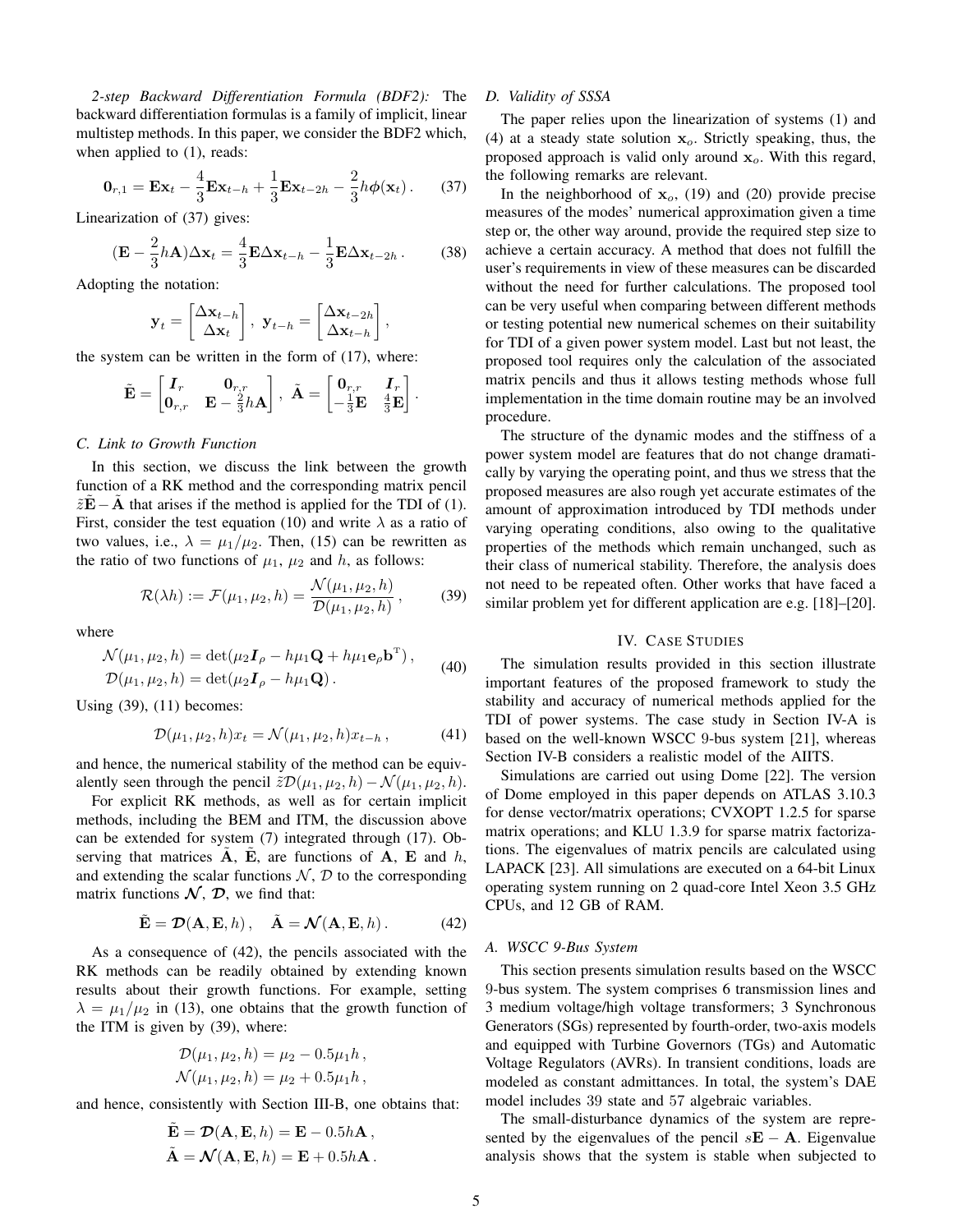*2-step Backward Differentiation Formula (BDF2):* The backward differentiation formulas is a family of implicit, linear multistep methods. In this paper, we consider the BDF2 which, when applied to (1), reads:

$$\mathbf{0}_{r,1} = \mathbf{E}\mathbf{x}_t - \frac{4}{3}\mathbf{E}\mathbf{x}_{t-h} + \frac{1}{3}\mathbf{E}\mathbf{x}_{t-2h} - \frac{2}{3}h\boldsymbol{\phi}(\mathbf{x}_t)\,. \tag{37}$$

Linearization of (37) gives:

$$(\mathbf{E} - \frac{2}{3}h\mathbf{A})\Delta\mathbf{x}_t = \frac{4}{3}\mathbf{E}\Delta\mathbf{x}_{t-h} - \frac{1}{3}\mathbf{E}\Delta\mathbf{x}_{t-2h}\,. \tag{38}$$

Adopting the notation:

$$\mathbf{y}_t = \begin{bmatrix}\Delta\mathbf{x}_{t-h}\\ \Delta\mathbf{x}_t\end{bmatrix},\ \mathbf{y}_{t-h} = \begin{bmatrix}\Delta\mathbf{x}_{t-2h}\\ \Delta\mathbf{x}_{t-h}\end{bmatrix},$$

the system can be written in the form of (17), where:

$$\tilde{\mathbf{E}} = \begin{bmatrix}\boldsymbol{I}_r & \mathbf{0}_{r,r}\\ \mathbf{0}_{r,r} & \mathbf{E} - \frac{2}{3}h\mathbf{A}\end{bmatrix},\ \tilde{\mathbf{A}} = \begin{bmatrix}\mathbf{0}_{r,r} & \boldsymbol{I}_r\\ -\frac{1}{3}\mathbf{E} & \frac{4}{3}\mathbf{E}\end{bmatrix}.$$

### C. Link to Growth Function

In this section, we discuss the link between the growth function of a RK method and the corresponding matrix pencil $\tilde{z}\tilde{\mathbf{E}} - \tilde{\mathbf{A}}$ that arises if the method is applied for the TDI of (1). First, consider the test equation (10) and write $\lambda$ as a ratio of two values, i.e., $\lambda = \mu_1/\mu_2$. Then, (15) can be rewritten as the ratio of two functions of $\mu_1$, $\mu_2$ and $h$, as follows:

$$\mathcal{R}(\lambda h) := \mathcal{F}(\mu_1, \mu_2, h) = \frac{\mathcal{N}(\mu_1, \mu_2, h)}{\mathcal{D}(\mu_1, \mu_2, h)}\,, \tag{39}$$

where

$$\begin{aligned}\mathcal{N}(\mu_1, \mu_2, h) &= \det(\mu_2\boldsymbol{I}_\rho - h\mu_1\mathbf{Q} + h\mu_1\mathbf{e}_\rho\mathbf{b}^{\mathrm{T}})\,,\\ \mathcal{D}(\mu_1, \mu_2, h) &= \det(\mu_2\boldsymbol{I}_\rho - h\mu_1\mathbf{Q})\,.\end{aligned} \tag{40}$$

Using (39), (11) becomes:

$$\mathcal{D}(\mu_1, \mu_2, h)x_t = \mathcal{N}(\mu_1, \mu_2, h)x_{t-h}\,, \tag{41}$$

and hence, the numerical stability of the method can be equivalently seen through the pencil $\tilde{z}\mathcal{D}(\mu_1, \mu_2, h) - \mathcal{N}(\mu_1, \mu_2, h)$.

For explicit RK methods, as well as for certain implicit methods, including the BEM and ITM, the discussion above can be extended for system (7) integrated through (17). Observing that matrices $\tilde{\mathbf{A}}$, $\tilde{\mathbf{E}}$, are functions of $\mathbf{A}$, $\mathbf{E}$ and $h$, and extending the scalar functions $\mathcal{N}$, $\mathcal{D}$ to the corresponding matrix functions $\boldsymbol{\mathcal{N}}$, $\boldsymbol{\mathcal{D}}$, we find that:

$$\tilde{\mathbf{E}} = \boldsymbol{\mathcal{D}}(\mathbf{A}, \mathbf{E}, h)\,, \quad \tilde{\mathbf{A}} = \boldsymbol{\mathcal{N}}(\mathbf{A}, \mathbf{E}, h)\,. \tag{42}$$

As a consequence of (42), the pencils associated with the RK methods can be readily obtained by extending known results about their growth functions. For example, setting $\lambda = \mu_1/\mu_2$ in (13), one obtains that the growth function of the ITM is given by (39), where:

$$\begin{aligned}\mathcal{D}(\mu_1, \mu_2, h) &= \mu_2 - 0.5\mu_1 h\,,\\ \mathcal{N}(\mu_1, \mu_2, h) &= \mu_2 + 0.5\mu_1 h\,,\end{aligned}$$

and hence, consistently with Section III-B, one obtains that:

$$\begin{aligned}\tilde{\mathbf{E}} &= \boldsymbol{\mathcal{D}}(\mathbf{A}, \mathbf{E}, h) = \mathbf{E} - 0.5h\mathbf{A}\,,\\ \tilde{\mathbf{A}} &= \boldsymbol{\mathcal{N}}(\mathbf{A}, \mathbf{E}, h) = \mathbf{E} + 0.5h\mathbf{A}\,.\end{aligned}$$

### D. Validity of SSSA

The paper relies upon the linearization of systems (1) and (4) at a steady state solution $\mathbf{x}_o$. Strictly speaking, thus, the proposed approach is valid only around $\mathbf{x}_o$. With this regard, the following remarks are relevant.

In the neighborhood of $\mathbf{x}_o$, (19) and (20) provide precise measures of the modes' numerical approximation given a time step or, the other way around, provide the required step size to achieve a certain accuracy. A method that does not fulfill the user's requirements in view of these measures can be discarded without the need for further calculations. The proposed tool can be very useful when comparing between different methods or testing potential new numerical schemes on their suitability for TDI of a given power system model. Last but not least, the proposed tool requires only the calculation of the associated matrix pencils and thus it allows testing methods whose full implementation in the time domain routine may be an involved procedure.

The structure of the dynamic modes and the stiffness of a power system model are features that do not change dramatically by varying the operating point, and thus we stress that the proposed measures are also rough yet accurate estimates of the amount of approximation introduced by TDI methods under varying operating conditions, also owing to the qualitative properties of the methods which remain unchanged, such as their class of numerical stability. Therefore, the analysis does not need to be repeated often. Other works that have faced a similar problem yet for different application are e.g. [18]–[20].

## IV. Case Studies

The simulation results provided in this section illustrate important features of the proposed framework to study the stability and accuracy of numerical methods applied for the TDI of power systems. The case study in Section IV-A is based on the well-known WSCC 9-bus system [21], whereas Section IV-B considers a realistic model of the AIITS.

Simulations are carried out using Dome [22]. The version of Dome employed in this paper depends on ATLAS 3.10.3 for dense vector/matrix operations; CVXOPT 1.2.5 for sparse matrix operations; and KLU 1.3.9 for sparse matrix factorizations. The eigenvalues of matrix pencils are calculated using LAPACK [23]. All simulations are executed on a 64-bit Linux operating system running on 2 quad-core Intel Xeon 3.5 GHz CPUs, and 12 GB of RAM.

### A. WSCC 9-Bus System

This section presents simulation results based on the WSCC 9-bus system. The system comprises 6 transmission lines and 3 medium voltage/high voltage transformers; 3 Synchronous Generators (SGs) represented by fourth-order, two-axis models and equipped with Turbine Governors (TGs) and Automatic Voltage Regulators (AVRs). In transient conditions, loads are modeled as constant admittances. In total, the system's DAE model includes 39 state and 57 algebraic variables.

The small-disturbance dynamics of the system are represented by the eigenvalues of the pencil $s\mathbf{E} - \mathbf{A}$. Eigenvalue analysis shows that the system is stable when subjected to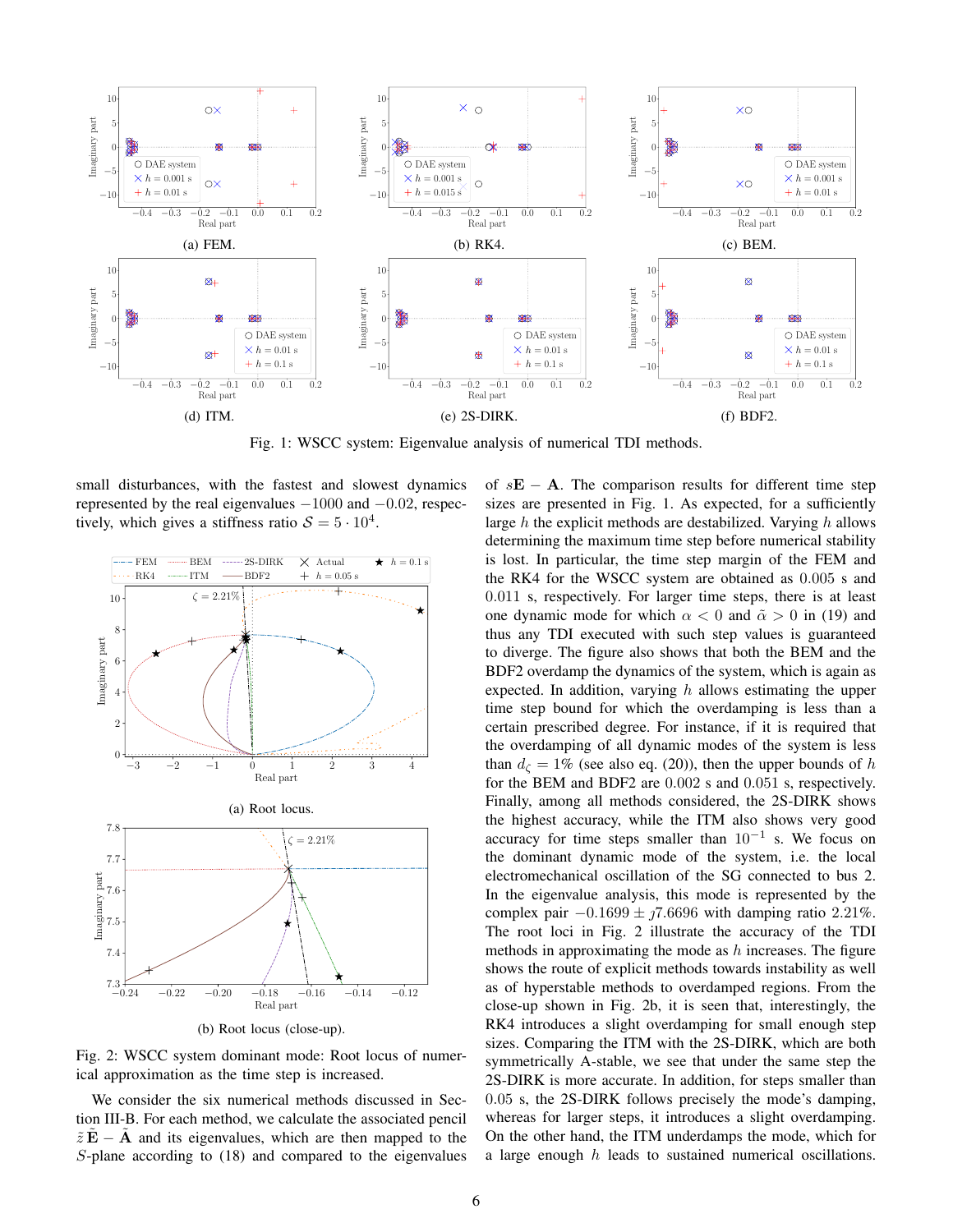Fig. 1: WSCC system: Eigenvalue analysis of numerical TDI methods.

(a) FEM. (b) RK4. (c) BEM. (d) ITM. (e) 2S-DIRK. (f) BDF2.

small disturbances, with the fastest and slowest dynamics represented by the real eigenvalues $-1000$ and $-0.02$, respectively, which gives a stiffness ratio $\mathcal{S} = 5 \cdot 10^4$.

(a) Root locus.

(b) Root locus (close-up).

Fig. 2: WSCC system dominant mode: Root locus of numerical approximation as the time step is increased.

We consider the six numerical methods discussed in Section III-B. For each method, we calculate the associated pencil $\tilde{z}\,\tilde{\mathbf{E}} - \tilde{\mathbf{A}}$ and its eigenvalues, which are then mapped to the $S$-plane according to (18) and compared to the eigenvalues of $s\mathbf{E} - \mathbf{A}$. The comparison results for different time step sizes are presented in Fig. 1. As expected, for a sufficiently large $h$ the explicit methods are destabilized. Varying $h$ allows determining the maximum time step before numerical stability is lost. In particular, the time step margin of the FEM and the RK4 for the WSCC system are obtained as 0.005 s and 0.011 s, respectively. For larger time steps, there is at least one dynamic mode for which $\alpha < 0$ and $\tilde{\alpha} > 0$ in (19) and thus any TDI executed with such step values is guaranteed to diverge. The figure also shows that both the BEM and the BDF2 overdamp the dynamics of the system, which is again as expected. In addition, varying $h$ allows estimating the upper time step bound for which the overdamping is less than a certain prescribed degree. For instance, if it is required that the overdamping of all dynamic modes of the system is less than $d_{\zeta} = 1\%$ (see also eq. (20)), then the upper bounds of $h$ for the BEM and BDF2 are 0.002 s and 0.051 s, respectively. Finally, among all methods considered, the 2S-DIRK shows the highest accuracy, while the ITM also shows very good accuracy for time steps smaller than $10^{-1}$ s. We focus on the dominant dynamic mode of the system, i.e. the local electromechanical oscillation of the SG connected to bus 2. In the eigenvalue analysis, this mode is represented by the complex pair $-0.1699 \pm \jmath 7.6696$ with damping ratio 2.21%. The root loci in Fig. 2 illustrate the accuracy of the TDI methods in approximating the mode as $h$ increases. The figure shows the route of explicit methods towards instability as well as of hyperstable methods to overdamped regions. From the close-up shown in Fig. 2b, it is seen that, interestingly, the RK4 introduces a slight overdamping for small enough step sizes. Comparing the ITM with the 2S-DIRK, which are both symmetrically A-stable, we see that under the same step the 2S-DIRK is more accurate. In addition, for steps smaller than 0.05 s, the 2S-DIRK follows precisely the mode's damping, whereas for larger steps, it introduces a slight overdamping. On the other hand, the ITM underdamps the mode, which for a large enough $h$ leads to sustained numerical oscillations.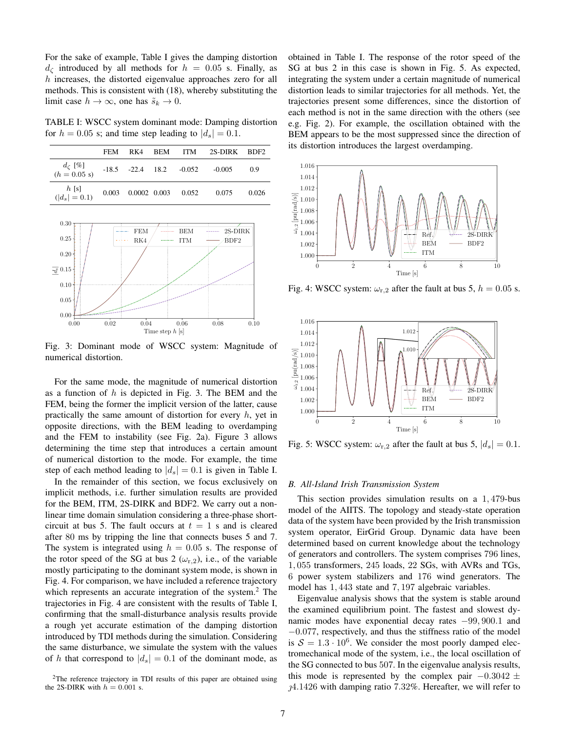For the sake of example, Table I gives the damping distortion $d_\zeta$ introduced by all methods for $h = 0.05$ s. Finally, as $h$ increases, the distorted eigenvalue approaches zero for all methods. This is consistent with (18), whereby substituting the limit case $h \to \infty$, one has $\tilde{s}_k \to 0$.

TABLE I: WSCC system dominant mode: Damping distortion for $h = 0.05$ s; and time step leading to $|d_s| = 0.1$.

| | FEM | RK4 | BEM | ITM | 2S-DIRK | BDF2 |
|---|---|---|---|---|---|---|
| $d_\zeta$ [%] ($h = 0.05$ s) | -18.5 | -22.4 | 18.2 | -0.052 | -0.005 | 0.9 |
| $h$ [s] ($\|d_s\| = 0.1$) | 0.003 | 0.0002 | 0.003 | 0.052 | 0.075 | 0.026 |

Fig. 3: Dominant mode of WSCC system: Magnitude of numerical distortion.

For the same mode, the magnitude of numerical distortion as a function of $h$ is depicted in Fig. 3. The BEM and the FEM, being the former the implicit version of the latter, cause practically the same amount of distortion for every $h$, yet in opposite directions, with the BEM leading to overdamping and the FEM to instability (see Fig. 2a). Figure 3 allows determining the time step that introduces a certain amount of numerical distortion to the mode. For example, the time step of each method leading to $|d_s| = 0.1$ is given in Table I.

In the remainder of this section, we focus exclusively on implicit methods, i.e. further simulation results are provided for the BEM, ITM, 2S-DIRK and BDF2. We carry out a non-linear time domain simulation considering a three-phase short-circuit at bus 5. The fault occurs at $t = 1$ s and is cleared after 80 ms by tripping the line that connects buses 5 and 7. The system is integrated using $h = 0.05$ s. The response of the rotor speed of the SG at bus 2 ($\omega_{r,2}$), i.e., of the variable mostly participating to the dominant system mode, is shown in Fig. 4. For comparison, we have included a reference trajectory which represents an accurate integration of the system.[2] The trajectories in Fig. 4 are consistent with the results of Table I, confirming that the small-disturbance analysis results provide a rough yet accurate estimation of the damping distortion introduced by TDI methods during the simulation. Considering the same disturbance, we simulate the system with the values of $h$ that correspond to $|d_s| = 0.1$ of the dominant mode, as obtained in Table I. The response of the rotor speed of the SG at bus 2 in this case is shown in Fig. 5. As expected, integrating the system under a certain magnitude of numerical distortion leads to similar trajectories for all methods. Yet, the trajectories present some differences, since the distortion of each method is not in the same direction with the others (see e.g. Fig. 2). For example, the oscillation obtained with the BEM appears to be the most suppressed since the direction of its distortion introduces the largest overdamping.

[2]The reference trajectory in TDI results of this paper are obtained using the 2S-DIRK with $h = 0.001$ s.

Fig. 4: WSCC system: $\omega_{r,2}$ after the fault at bus 5, $h = 0.05$ s.

Fig. 5: WSCC system: $\omega_{r,2}$ after the fault at bus 5, $|d_s| = 0.1$.

### B. All-Island Irish Transmission System

This section provides simulation results on a 1,479-bus model of the AIITS. The topology and steady-state operation data of the system have been provided by the Irish transmission system operator, EirGrid Group. Dynamic data have been determined based on current knowledge about the technology of generators and controllers. The system comprises 796 lines, 1,055 transformers, 245 loads, 22 SGs, with AVRs and TGs, 6 power system stabilizers and 176 wind generators. The model has 1,443 state and 7,197 algebraic variables.

Eigenvalue analysis shows that the system is stable around the examined equilibrium point. The fastest and slowest dynamic modes have exponential decay rates $-99,900.1$ and $-0.077$, respectively, and thus the stiffness ratio of the model is $\mathcal{S} = 1.3 \cdot 10^6$. We consider the most poorly damped electromechanical mode of the system, i.e., the local oscillation of the SG connected to bus 507. In the eigenvalue analysis results, this mode is represented by the complex pair $-0.3042 \pm \jmath 4.1426$ with damping ratio 7.32%. Hereafter, we will refer to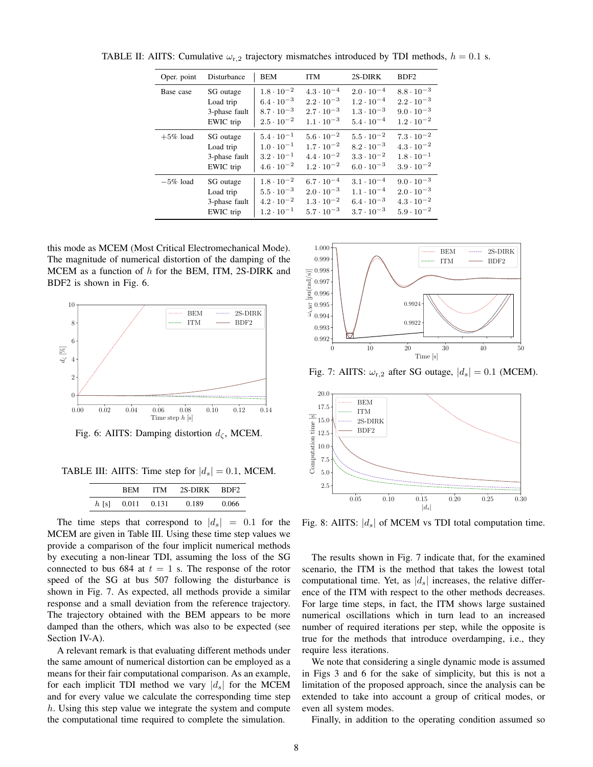TABLE II: AIITS: Cumulative $\omega_{\mathrm{r},2}$ trajectory mismatches introduced by TDI methods, $h = 0.1$ s.

| Oper. point | Disturbance | BEM | ITM | 2S-DIRK | BDF2 |
|---|---|---|---|---|---|
| Base case | SG outage | $1.8 \cdot 10^{-2}$ | $4.3 \cdot 10^{-4}$ | $2.0 \cdot 10^{-4}$ | $8.8 \cdot 10^{-3}$ |
| | Load trip | $6.4 \cdot 10^{-3}$ | $2.2 \cdot 10^{-3}$ | $1.2 \cdot 10^{-4}$ | $2.2 \cdot 10^{-3}$ |
| | 3-phase fault | $8.7 \cdot 10^{-3}$ | $2.7 \cdot 10^{-3}$ | $1.3 \cdot 10^{-3}$ | $9.0 \cdot 10^{-3}$ |
| | EWIC trip | $2.5 \cdot 10^{-2}$ | $1.1 \cdot 10^{-3}$ | $5.4 \cdot 10^{-4}$ | $1.2 \cdot 10^{-2}$ |
| +5% load | SG outage | $5.4 \cdot 10^{-1}$ | $5.6 \cdot 10^{-2}$ | $5.5 \cdot 10^{-2}$ | $7.3 \cdot 10^{-2}$ |
| | Load trip | $1.0 \cdot 10^{-1}$ | $1.7 \cdot 10^{-2}$ | $8.2 \cdot 10^{-3}$ | $4.3 \cdot 10^{-2}$ |
| | 3-phase fault | $3.2 \cdot 10^{-1}$ | $4.4 \cdot 10^{-2}$ | $3.3 \cdot 10^{-2}$ | $1.8 \cdot 10^{-1}$ |
| | EWIC trip | $4.6 \cdot 10^{-2}$ | $1.2 \cdot 10^{-2}$ | $6.0 \cdot 10^{-3}$ | $3.9 \cdot 10^{-2}$ |
| −5% load | SG outage | $1.8 \cdot 10^{-2}$ | $6.7 \cdot 10^{-4}$ | $3.1 \cdot 10^{-4}$ | $9.0 \cdot 10^{-3}$ |
| | Load trip | $5.5 \cdot 10^{-3}$ | $2.0 \cdot 10^{-3}$ | $1.1 \cdot 10^{-4}$ | $2.0 \cdot 10^{-3}$ |
| | 3-phase fault | $4.2 \cdot 10^{-2}$ | $1.3 \cdot 10^{-2}$ | $6.4 \cdot 10^{-3}$ | $4.3 \cdot 10^{-2}$ |
| | EWIC trip | $1.2 \cdot 10^{-1}$ | $5.7 \cdot 10^{-3}$ | $3.7 \cdot 10^{-3}$ | $5.9 \cdot 10^{-2}$ |

this mode as MCEM (Most Critical Electromechanical Mode). The magnitude of numerical distortion of the damping of the MCEM as a function of $h$ for the BEM, ITM, 2S-DIRK and BDF2 is shown in Fig. 6.

Fig. 6: AIITS: Damping distortion $d_\zeta$, MCEM.

TABLE III: AIITS: Time step for $|d_s| = 0.1$, MCEM.

| | BEM | ITM | 2S-DIRK | BDF2 |
|---|---|---|---|---|
| $h$ [s] | 0.011 | 0.131 | 0.189 | 0.066 |

The time steps that correspond to $|d_s| = 0.1$ for the MCEM are given in Table III. Using these time step values we provide a comparison of the four implicit numerical methods by executing a non-linear TDI, assuming the loss of the SG connected to bus 684 at $t = 1$ s. The response of the rotor speed of the SG at bus 507 following the disturbance is shown in Fig. 7. As expected, all methods provide a similar response and a small deviation from the reference trajectory. The trajectory obtained with the BEM appears to be more damped than the others, which was also to be expected (see Section IV-A).

A relevant remark is that evaluating different methods under the same amount of numerical distortion can be employed as a means for their fair computational comparison. As an example, for each implicit TDI method we vary $|d_s|$ for the MCEM and for every value we calculate the corresponding time step $h$. Using this step value we integrate the system and compute the computational time required to complete the simulation.

Fig. 7: AIITS: $\omega_{\mathrm{r},2}$ after SG outage, $|d_s| = 0.1$ (MCEM).

Fig. 8: AIITS: $|d_s|$ of MCEM vs TDI total computation time.

The results shown in Fig. 7 indicate that, for the examined scenario, the ITM is the method that takes the lowest total computational time. Yet, as $|d_s|$ increases, the relative difference of the ITM with respect to the other methods decreases. For large time steps, in fact, the ITM shows large sustained numerical oscillations which in turn lead to an increased number of required iterations per step, while the opposite is true for the methods that introduce overdamping, i.e., they require less iterations.

We note that considering a single dynamic mode is assumed in Figs 3 and 6 for the sake of simplicity, but this is not a limitation of the proposed approach, since the analysis can be extended to take into account a group of critical modes, or even all system modes.

Finally, in addition to the operating condition assumed so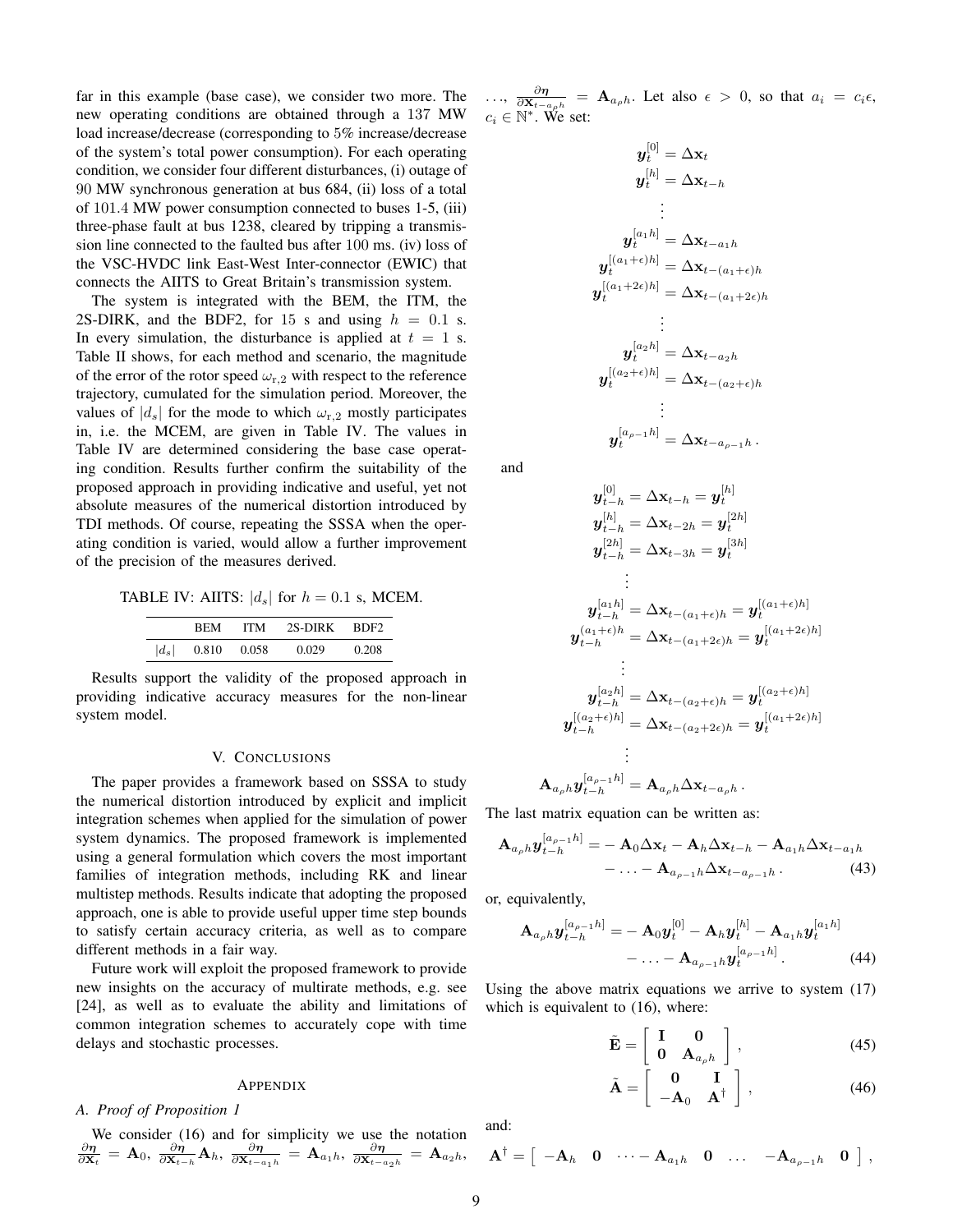far in this example (base case), we consider two more. The new operating conditions are obtained through a 137 MW load increase/decrease (corresponding to 5% increase/decrease of the system's total power consumption). For each operating condition, we consider four different disturbances, (i) outage of 90 MW synchronous generation at bus 684, (ii) loss of a total of 101.4 MW power consumption connected to buses 1-5, (iii) three-phase fault at bus 1238, cleared by tripping a transmission line connected to the faulted bus after 100 ms. (iv) loss of the VSC-HVDC link East-West Inter-connector (EWIC) that connects the AIITS to Great Britain's transmission system.

The system is integrated with the BEM, the ITM, the 2S-DIRK, and the BDF2, for 15 s and using $h = 0.1$ s. In every simulation, the disturbance is applied at $t = 1$ s. Table II shows, for each method and scenario, the magnitude of the error of the rotor speed $\omega_{\mathrm{r},2}$ with respect to the reference trajectory, cumulated for the simulation period. Moreover, the values of $|d_s|$ for the mode to which $\omega_{\mathrm{r},2}$ mostly participates in, i.e. the MCEM, are given in Table IV. The values in Table IV are determined considering the base case operating condition. Results further confirm the suitability of the proposed approach in providing indicative and useful, yet not absolute measures of the numerical distortion introduced by TDI methods. Of course, repeating the SSSA when the operating condition is varied, would allow a further improvement of the precision of the measures derived.

TABLE IV: AIITS: $|d_s|$ for $h = 0.1$ s, MCEM.

| | BEM | ITM | 2S-DIRK | BDF2 |
|---|---|---|---|---|
| $\lvert d_s\rvert$ | 0.810 | 0.058 | 0.029 | 0.208 |

Results support the validity of the proposed approach in providing indicative accuracy measures for the non-linear system model.

## V. Conclusions

The paper provides a framework based on SSSA to study the numerical distortion introduced by explicit and implicit integration schemes when applied for the simulation of power system dynamics. The proposed framework is implemented using a general formulation which covers the most important families of integration methods, including RK and linear multistep methods. Results indicate that adopting the proposed approach, one is able to provide useful upper time step bounds to satisfy certain accuracy criteria, as well as to compare different methods in a fair way.

Future work will exploit the proposed framework to provide new insights on the accuracy of multirate methods, e.g. see [24], as well as to evaluate the ability and limitations of common integration schemes to accurately cope with time delays and stochastic processes.

## Appendix

### A. Proof of Proposition 1

We consider (16) and for simplicity we use the notation $\frac{\partial \boldsymbol{\eta}}{\partial \mathbf{x}_t} = \mathbf{A}_0$, $\frac{\partial \boldsymbol{\eta}}{\partial \mathbf{x}_{t-h}}\mathbf{A}_h$, $\frac{\partial \boldsymbol{\eta}}{\partial \mathbf{x}_{t-a_1 h}} = \mathbf{A}_{a_1 h}$, $\frac{\partial \boldsymbol{\eta}}{\partial \mathbf{x}_{t-a_2 h}} = \mathbf{A}_{a_2 h}$, ..., $\frac{\partial \boldsymbol{\eta}}{\partial \mathbf{x}_{t-a_\rho h}} = \mathbf{A}_{a_\rho h}$. Let also $\epsilon > 0$, so that $a_i = c_i \epsilon$, $c_i \in \mathbb{N}^*$. We set:

$$
\begin{aligned}
\boldsymbol{y}_t^{[0]} &= \Delta \mathbf{x}_t \\
\boldsymbol{y}_t^{[h]} &= \Delta \mathbf{x}_{t-h} \\
&\vdots \\
\boldsymbol{y}_t^{[a_1 h]} &= \Delta \mathbf{x}_{t-a_1 h} \\
\boldsymbol{y}_t^{[(a_1+\epsilon)h]} &= \Delta \mathbf{x}_{t-(a_1+\epsilon)h} \\
\boldsymbol{y}_t^{[(a_1+2\epsilon)h]} &= \Delta \mathbf{x}_{t-(a_1+2\epsilon)h} \\
&\vdots \\
\boldsymbol{y}_t^{[a_2 h]} &= \Delta \mathbf{x}_{t-a_2 h} \\
\boldsymbol{y}_t^{[(a_2+\epsilon)h]} &= \Delta \mathbf{x}_{t-(a_2+\epsilon)h} \\
&\vdots \\
\boldsymbol{y}_t^{[a_{\rho-1} h]} &= \Delta \mathbf{x}_{t-a_{\rho-1} h} \, .
\end{aligned}
$$

and

$$
\begin{aligned}
\boldsymbol{y}_{t-h}^{[0]} &= \Delta \mathbf{x}_{t-h} = \boldsymbol{y}_t^{[h]} \\
\boldsymbol{y}_{t-h}^{[h]} &= \Delta \mathbf{x}_{t-2h} = \boldsymbol{y}_t^{[2h]} \\
\boldsymbol{y}_{t-h}^{[2h]} &= \Delta \mathbf{x}_{t-3h} = \boldsymbol{y}_t^{[3h]} \\
&\vdots \\
\boldsymbol{y}_{t-h}^{[a_1 h]} &= \Delta \mathbf{x}_{t-(a_1+\epsilon)h} = \boldsymbol{y}_t^{[(a_1+\epsilon)h]} \\
\boldsymbol{y}_{t-h}^{(a_1+\epsilon)h} &= \Delta \mathbf{x}_{t-(a_1+2\epsilon)h} = \boldsymbol{y}_t^{[(a_1+2\epsilon)h]} \\
&\vdots \\
\boldsymbol{y}_{t-h}^{[a_2 h]} &= \Delta \mathbf{x}_{t-(a_2+\epsilon)h} = \boldsymbol{y}_t^{[(a_2+\epsilon)h]} \\
\boldsymbol{y}_{t-h}^{[(a_2+\epsilon)h]} &= \Delta \mathbf{x}_{t-(a_2+2\epsilon)h} = \boldsymbol{y}_t^{[(a_1+2\epsilon)h]} \\
&\vdots \\
\mathbf{A}_{a_\rho h} \boldsymbol{y}_{t-h}^{[a_{\rho-1} h]} &= \mathbf{A}_{a_\rho h} \Delta \mathbf{x}_{t-a_\rho h} \, .
\end{aligned}
$$

The last matrix equation can be written as:

$$
\begin{aligned}
\mathbf{A}_{a_\rho h} \boldsymbol{y}_{t-h}^{[a_{\rho-1} h]} = &- \mathbf{A}_0 \Delta \mathbf{x}_t - \mathbf{A}_h \Delta \mathbf{x}_{t-h} - \mathbf{A}_{a_1 h} \Delta \mathbf{x}_{t-a_1 h} \\
&- \ldots - \mathbf{A}_{a_{\rho-1} h} \Delta \mathbf{x}_{t-a_{\rho-1} h} \, . 
\end{aligned} \tag{43}
$$

or, equivalently,

$$
\begin{aligned}
\mathbf{A}_{a_\rho h} \boldsymbol{y}_{t-h}^{[a_{\rho-1} h]} = &- \mathbf{A}_0 \boldsymbol{y}_t^{[0]} - \mathbf{A}_h \boldsymbol{y}_t^{[h]} - \mathbf{A}_{a_1 h} \boldsymbol{y}_t^{[a_1 h]} \\
&- \ldots - \mathbf{A}_{a_{\rho-1} h} \boldsymbol{y}_t^{[a_{\rho-1} h]} \, . 
\end{aligned} \tag{44}
$$

Using the above matrix equations we arrive to system (17) which is equivalent to (16), where:

$$
\tilde{\mathbf{E}} = \begin{bmatrix} \mathbf{I} & \mathbf{0} \\ \mathbf{0} & \mathbf{A}_{a_\rho h} \end{bmatrix} , \tag{45}
$$

$$
\tilde{\mathbf{A}} = \begin{bmatrix} \mathbf{0} & \mathbf{I} \\ -\mathbf{A}_0 & \mathbf{A}^\dagger \end{bmatrix} , \tag{46}
$$

and:

$$
\mathbf{A}^\dagger = \begin{bmatrix} -\mathbf{A}_h & \mathbf{0} & \cdots - \mathbf{A}_{a_1 h} & \mathbf{0} & \ldots & -\mathbf{A}_{a_{\rho-1} h} & \mathbf{0} \end{bmatrix} ,
$$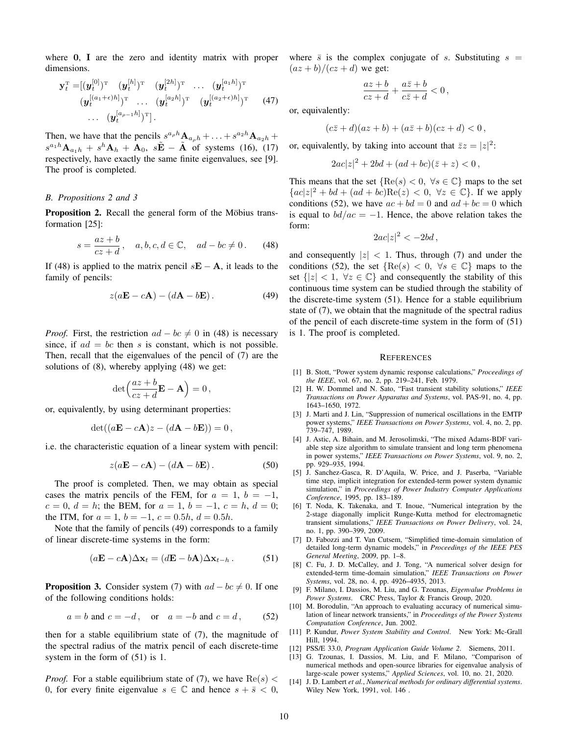where $\mathbf{0}$, $\mathbf{I}$ are the zero and identity matrix with proper dimensions.

$$
\begin{aligned}
\mathbf{y}_t^{\mathrm{T}} =& [(\boldsymbol{y}_t^{[0]})^{\mathrm{T}} \quad (\boldsymbol{y}_t^{[h]})^{\mathrm{T}} \quad (\boldsymbol{y}_t^{[2h]})^{\mathrm{T}} \quad \ldots \quad (\boldsymbol{y}_t^{[a_1 h]})^{\mathrm{T}} \\
& (\boldsymbol{y}_t^{[(a_1+\epsilon)h]})^{\mathrm{T}} \quad \ldots \quad (\boldsymbol{y}_t^{[a_2 h]})^{\mathrm{T}} \quad (\boldsymbol{y}_t^{[(a_2+\epsilon)h]})^{\mathrm{T}} \\
& \ldots \quad (\boldsymbol{y}_t^{[a_{\rho-1} h]})^{\mathrm{T}}] \, .
\end{aligned} \tag{47}
$$

Then, we have that the pencils $s^{a_\rho h}\mathbf{A}_{a_\rho h} + \ldots + s^{a_2 h}\mathbf{A}_{a_2 h} + s^{a_1 h}\mathbf{A}_{a_1 h} + s^h\mathbf{A}_h + \mathbf{A}_0$, $s\tilde{\mathbf{E}} - \tilde{\mathbf{A}}$ of systems (16), (17) respectively, have exactly the same finite eigenvalues, see [9]. The proof is completed.

### B. Propositions 2 and 3

**Proposition 2.** Recall the general form of the Möbius transformation [25]:

$$
s = \frac{az+b}{cz+d} \, , \quad a, b, c, d \in \mathbb{C}, \quad ad - bc \neq 0 \, . \tag{48}
$$

If (48) is applied to the matrix pencil $s\mathbf{E} - \mathbf{A}$, it leads to the family of pencils:

$$
z(a\mathbf{E} - c\mathbf{A}) - (d\mathbf{A} - b\mathbf{E}) \, . \tag{49}
$$

*Proof.* First, the restriction $ad - bc \neq 0$ in (48) is necessary since, if $ad = bc$ then $s$ is constant, which is not possible. Then, recall that the eigenvalues of the pencil of (7) are the solutions of (8), whereby applying (48) we get:

$$
\det\Big(\frac{az+b}{cz+d}\mathbf{E} - \mathbf{A}\Big) = 0 \, ,
$$

or, equivalently, by using determinant properties:

$$
\det((a\mathbf{E} - c\mathbf{A})z - (d\mathbf{A} - b\mathbf{E})) = 0 \, ,
$$

i.e. the characteristic equation of a linear system with pencil:

$$
z(a\mathbf{E} - c\mathbf{A}) - (d\mathbf{A} - b\mathbf{E}) \, . \tag{50}
$$

The proof is completed. Then, we may obtain as special cases the matrix pencils of the FEM, for $a = 1$, $b = -1$, $c = 0$, $d = h$; the BEM, for $a = 1$, $b = -1$, $c = h$, $d = 0$; the ITM, for $a = 1$, $b = -1$, $c = 0.5h$, $d = 0.5h$.

Note that the family of pencils (49) corresponds to a family of linear discrete-time systems in the form:

$$
(a\mathbf{E} - c\mathbf{A})\Delta\mathbf{x}_t = (d\mathbf{E} - b\mathbf{A})\Delta\mathbf{x}_{t-h} \, . \tag{51}
$$

**Proposition 3.** Consider system (7) with $ad - bc \neq 0$. If one of the following conditions holds:

$$
a = b \text{ and } c = -d \, , \quad \text{or} \quad a = -b \text{ and } c = d \, , \tag{52}
$$

then for a stable equilibrium state of (7), the magnitude of the spectral radius of the matrix pencil of each discrete-time system in the form of (51) is 1.

*Proof.* For a stable equilibrium state of (7), we have $\mathrm{Re}(s) < 0$, for every finite eigenvalue $s \in \mathbb{C}$ and hence $s + \bar{s} < 0$, where $\bar{s}$ is the complex conjugate of $s$. Substituting $s = (az+b)/(cz+d)$ we get:

$$
\frac{az+b}{cz+d} + \frac{a\bar{z}+b}{c\bar{z}+d} < 0 \, ,
$$

or, equivalently:

$$
(c\bar{z}+d)(az+b) + (a\bar{z}+b)(cz+d) < 0 \, ,
$$

or, equivalently, by taking into account that $\bar{z}z = |z|^2$:

$$
2ac|z|^2 + 2bd + (ad+bc)(\bar{z}+z) < 0 \, ,
$$

This means that the set $\{\mathrm{Re}(s) < 0, \ \forall s \in \mathbb{C}\}$ maps to the set $\{ac|z|^2 + bd + (ad+bc)\mathrm{Re}(z) < 0, \ \forall z \in \mathbb{C}\}$. If we apply conditions (52), we have $ac + bd = 0$ and $ad + bc = 0$ which is equal to $bd/ac = -1$. Hence, the above relation takes the form:

$$
2ac|z|^2 < -2bd \, ,
$$

and consequently $|z| < 1$. Thus, through (7) and under the conditions (52), the set $\{\mathrm{Re}(s) < 0, \ \forall s \in \mathbb{C}\}$ maps to the set $\{|z| < 1, \ \forall z \in \mathbb{C}\}$ and consequently the stability of this continuous time system can be studied through the stability of the discrete-time system (51). Hence for a stable equilibrium state of (7), we obtain that the magnitude of the spectral radius of the pencil of each discrete-time system in the form of (51) is 1. The proof is completed.

## References

[1] B. Stott, "Power system dynamic response calculations," *Proceedings of the IEEE*, vol. 67, no. 2, pp. 219–241, Feb. 1979.

[2] H. W. Dommel and N. Sato, "Fast transient stability solutions," *IEEE Transactions on Power Apparatus and Systems*, vol. PAS-91, no. 4, pp. 1643–1650, 1972.

[3] J. Marti and J. Lin, "Suppression of numerical oscillations in the EMTP power systems," *IEEE Transactions on Power Systems*, vol. 4, no. 2, pp. 739–747, 1989.

[4] J. Astic, A. Bihain, and M. Jerosolimski, "The mixed Adams-BDF variable step size algorithm to simulate transient and long term phenomena in power systems," *IEEE Transactions on Power Systems*, vol. 9, no. 2, pp. 929–935, 1994.

[5] J. Sanchez-Gasca, R. D'Aquila, W. Price, and J. Paserba, "Variable time step, implicit integration for extended-term power system dynamic simulation," in *Proceedings of Power Industry Computer Applications Conference*, 1995, pp. 183–189.

[6] T. Noda, K. Takenaka, and T. Inoue, "Numerical integration by the 2-stage diagonally implicit Runge-Kutta method for electromagnetic transient simulations," *IEEE Transactions on Power Delivery*, vol. 24, no. 1, pp. 390–399, 2009.

[7] D. Fabozzi and T. Van Cutsem, "Simplified time-domain simulation of detailed long-term dynamic models," in *Proceedings of the IEEE PES General Meeting*, 2009, pp. 1–8.

[8] C. Fu, J. D. McCalley, and J. Tong, "A numerical solver design for extended-term time-domain simulation," *IEEE Transactions on Power Systems*, vol. 28, no. 4, pp. 4926–4935, 2013.

[9] F. Milano, I. Dassios, M. Liu, and G. Tzounas, *Eigenvalue Problems in Power Systems*. CRC Press, Taylor & Francis Group, 2020.

[10] M. Borodulin, "An approach to evaluating accuracy of numerical simulation of linear network transients," in *Proceedings of the Power Systems Computation Conference*, Jun. 2002.

[11] P. Kundur, *Power System Stability and Control*. New York: Mc-Grall Hill, 1994.

[12] PSS/E 33.0, *Program Application Guide Volume 2*. Siemens, 2011.

[13] G. Tzounas, I. Dassios, M. Liu, and F. Milano, "Comparison of numerical methods and open-source libraries for eigenvalue analysis of large-scale power systems," *Applied Sciences*, vol. 10, no. 21, 2020.

[14] J. D. Lambert *et al.*, *Numerical methods for ordinary differential systems*. Wiley New York, 1991, vol. 146 .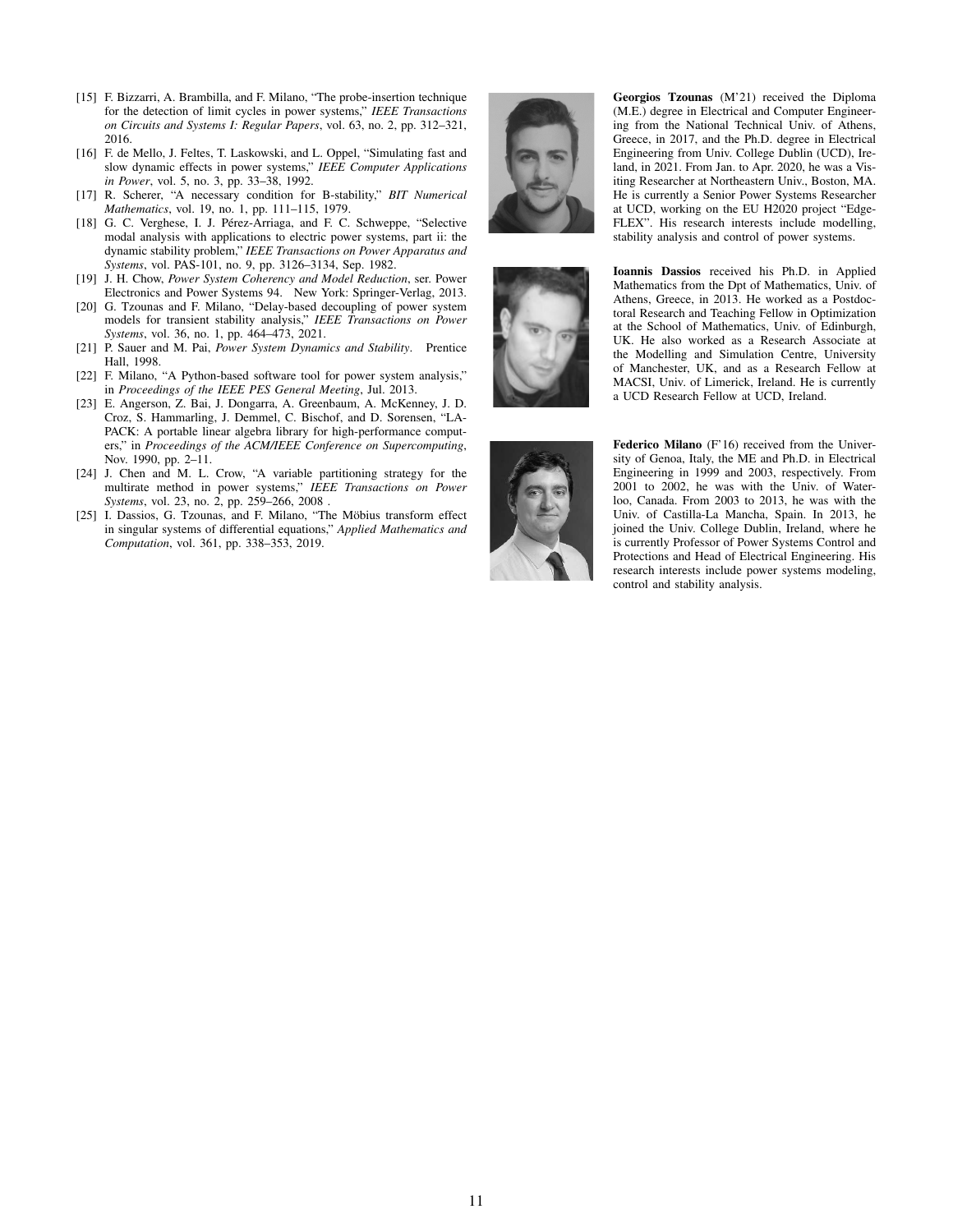[15] F. Bizzarri, A. Brambilla, and F. Milano, "The probe-insertion technique for the detection of limit cycles in power systems," *IEEE Transactions on Circuits and Systems I: Regular Papers*, vol. 63, no. 2, pp. 312–321, 2016.

[16] F. de Mello, J. Feltes, T. Laskowski, and L. Oppel, "Simulating fast and slow dynamic effects in power systems," *IEEE Computer Applications in Power*, vol. 5, no. 3, pp. 33–38, 1992.

[17] R. Scherer, "A necessary condition for B-stability," *BIT Numerical Mathematics*, vol. 19, no. 1, pp. 111–115, 1979.

[18] G. C. Verghese, I. J. Pérez-Arriaga, and F. C. Schweppe, "Selective modal analysis with applications to electric power systems, part ii: the dynamic stability problem," *IEEE Transactions on Power Apparatus and Systems*, vol. PAS-101, no. 9, pp. 3126–3134, Sep. 1982.

[19] J. H. Chow, *Power System Coherency and Model Reduction*, ser. Power Electronics and Power Systems 94. New York: Springer-Verlag, 2013.

[20] G. Tzounas and F. Milano, "Delay-based decoupling of power system models for transient stability analysis," *IEEE Transactions on Power Systems*, vol. 36, no. 1, pp. 464–473, 2021.

[21] P. Sauer and M. Pai, *Power System Dynamics and Stability*. Prentice Hall, 1998.

[22] F. Milano, "A Python-based software tool for power system analysis," in *Proceedings of the IEEE PES General Meeting*, Jul. 2013.

[23] E. Angerson, Z. Bai, J. Dongarra, A. Greenbaum, A. McKenney, J. D. Croz, S. Hammarling, J. Demmel, C. Bischof, and D. Sorensen, "LAPACK: A portable linear algebra library for high-performance computers," in *Proceedings of the ACM/IEEE Conference on Supercomputing*, Nov. 1990, pp. 2–11.

[24] J. Chen and M. L. Crow, "A variable partitioning strategy for the multirate method in power systems," *IEEE Transactions on Power Systems*, vol. 23, no. 2, pp. 259–266, 2008 .

[25] I. Dassios, G. Tzounas, and F. Milano, "The Möbius transform effect in singular systems of differential equations," *Applied Mathematics and Computation*, vol. 361, pp. 338–353, 2019.

**Georgios Tzounas** (M'21) received the Diploma (M.E.) degree in Electrical and Computer Engineering from the National Technical Univ. of Athens, Greece, in 2017, and the Ph.D. degree in Electrical Engineering from Univ. College Dublin (UCD), Ireland, in 2021. From Jan. to Apr. 2020, he was a Visiting Researcher at Northeastern Univ., Boston, MA. He is currently a Senior Power Systems Researcher at UCD, working on the EU H2020 project "Edge-FLEX". His research interests include modelling, stability analysis and control of power systems.

**Ioannis Dassios** received his Ph.D. in Applied Mathematics from the Dpt of Mathematics, Univ. of Athens, Greece, in 2013. He worked as a Postdoctoral Research and Teaching Fellow in Optimization at the School of Mathematics, Univ. of Edinburgh, UK. He also worked as a Research Associate at the Modelling and Simulation Centre, University of Manchester, UK, and as a Research Fellow at MACSI, Univ. of Limerick, Ireland. He is currently a UCD Research Fellow at UCD, Ireland.

**Federico Milano** (F'16) received from the University of Genoa, Italy, the ME and Ph.D. in Electrical Engineering in 1999 and 2003, respectively. From 2001 to 2002, he was with the Univ. of Waterloo, Canada. From 2003 to 2013, he was with the Univ. of Castilla-La Mancha, Spain. In 2013, he joined the Univ. College Dublin, Ireland, where he is currently Professor of Power Systems Control and Protections and Head of Electrical Engineering. His research interests include power systems modeling, control and stability analysis.